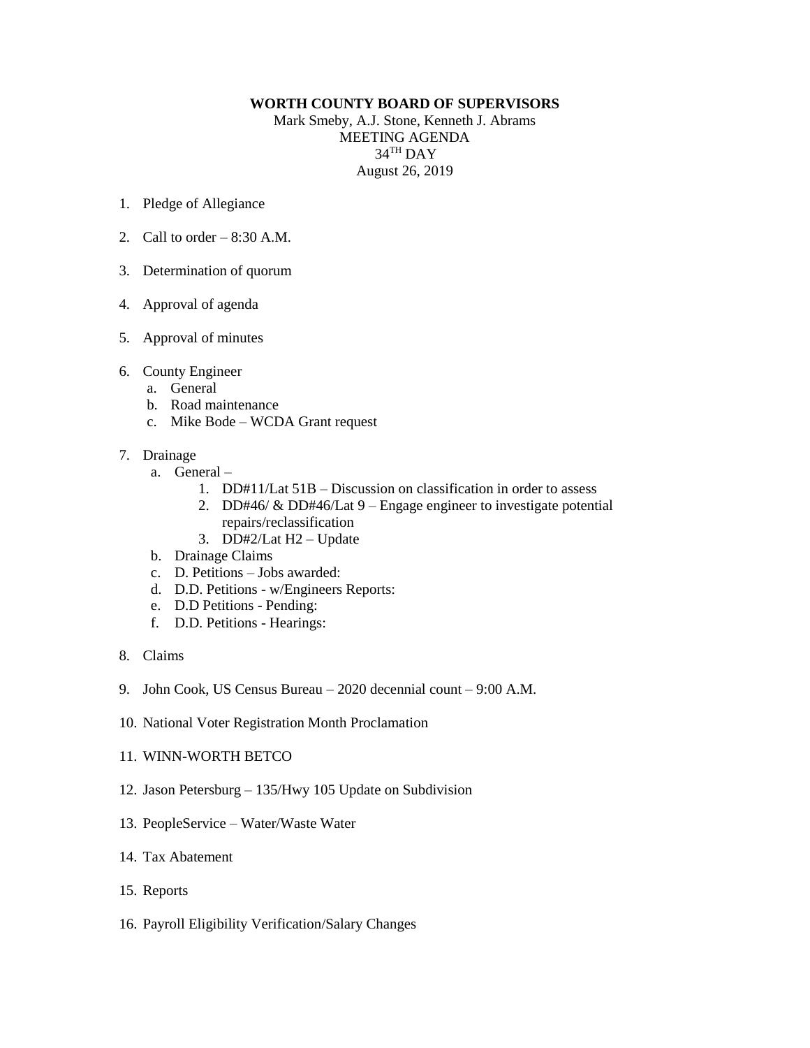**WORTH COUNTY BOARD OF SUPERVISORS**

Mark Smeby, A.J. Stone, Kenneth J. Abrams

MEETING AGENDA

34TH DAY

August 26, 2019

1. Pledge of Allegiance

2. Call to order – 8:30 A.M.

3. Determination of quorum

4. Approval of agenda

5. Approval of minutes

6. County Engineer
   a. General
   b. Road maintenance
   c. Mike Bode – WCDA Grant request

7. Drainage
   a. General –
      1. DD#11/Lat 51B – Discussion on classification in order to assess
      2. DD#46/ & DD#46/Lat 9 – Engage engineer to investigate potential repairs/reclassification
      3. DD#2/Lat H2 – Update
   b. Drainage Claims
   c. D. Petitions – Jobs awarded:
   d. D.D. Petitions - w/Engineers Reports:
   e. D.D Petitions - Pending:
   f. D.D. Petitions - Hearings:

8. Claims

9. John Cook, US Census Bureau – 2020 decennial count – 9:00 A.M.

10. National Voter Registration Month Proclamation

11. WINN-WORTH BETCO

12. Jason Petersburg – 135/Hwy 105 Update on Subdivision

13. PeopleService – Water/Waste Water

14. Tax Abatement

15. Reports

16. Payroll Eligibility Verification/Salary Changes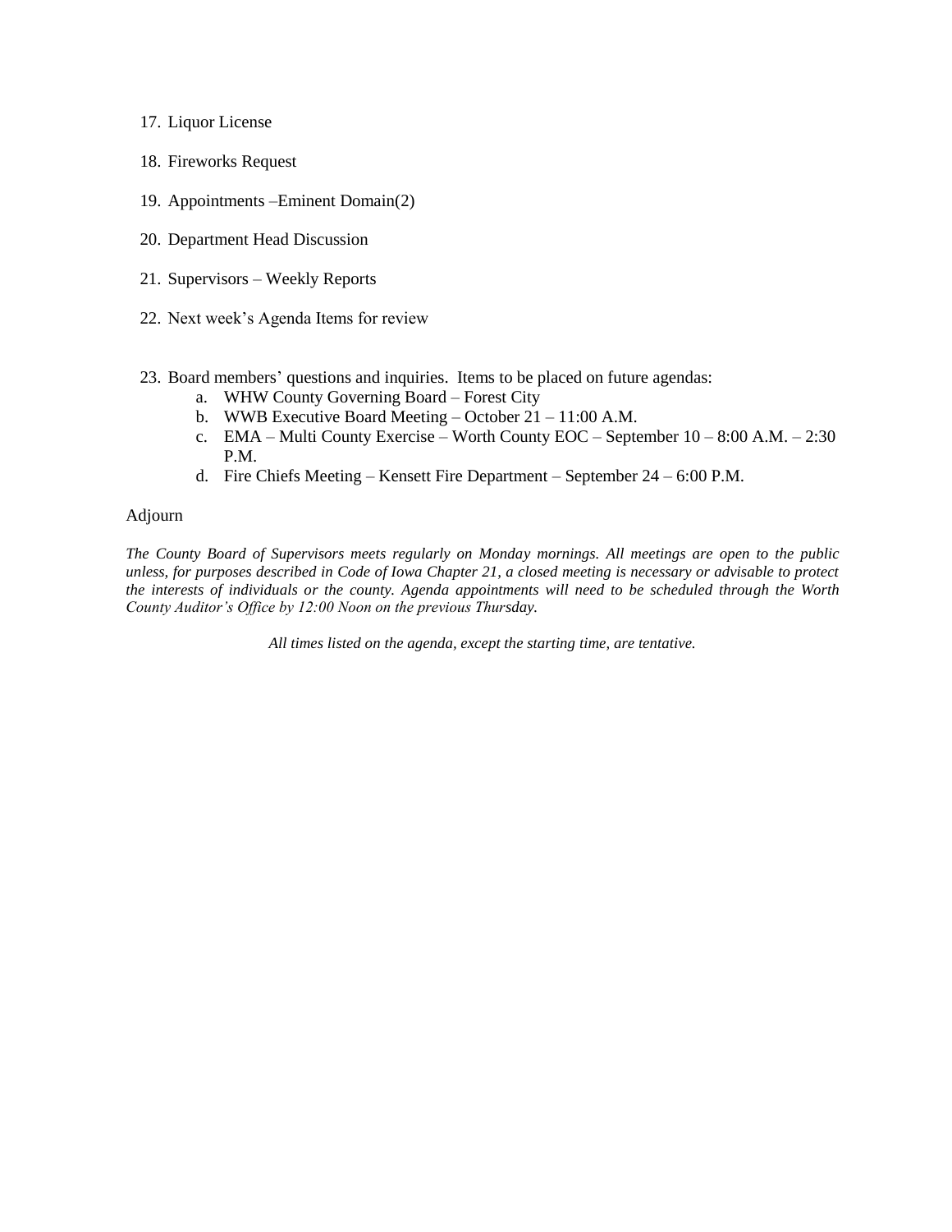17. Liquor License

18. Fireworks Request

19. Appointments –Eminent Domain(2)

20. Department Head Discussion

21. Supervisors – Weekly Reports

22. Next week's Agenda Items for review

23. Board members' questions and inquiries. Items to be placed on future agendas:
    a. WHW County Governing Board – Forest City
    b. WWB Executive Board Meeting – October 21 – 11:00 A.M.
    c. EMA – Multi County Exercise – Worth County EOC – September 10 – 8:00 A.M. – 2:30 P.M.
    d. Fire Chiefs Meeting – Kensett Fire Department – September 24 – 6:00 P.M.

Adjourn

*The County Board of Supervisors meets regularly on Monday mornings. All meetings are open to the public unless, for purposes described in Code of Iowa Chapter 21, a closed meeting is necessary or advisable to protect the interests of individuals or the county. Agenda appointments will need to be scheduled through the Worth County Auditor's Office by 12:00 Noon on the previous Thursday.*

*All times listed on the agenda, except the starting time, are tentative.*